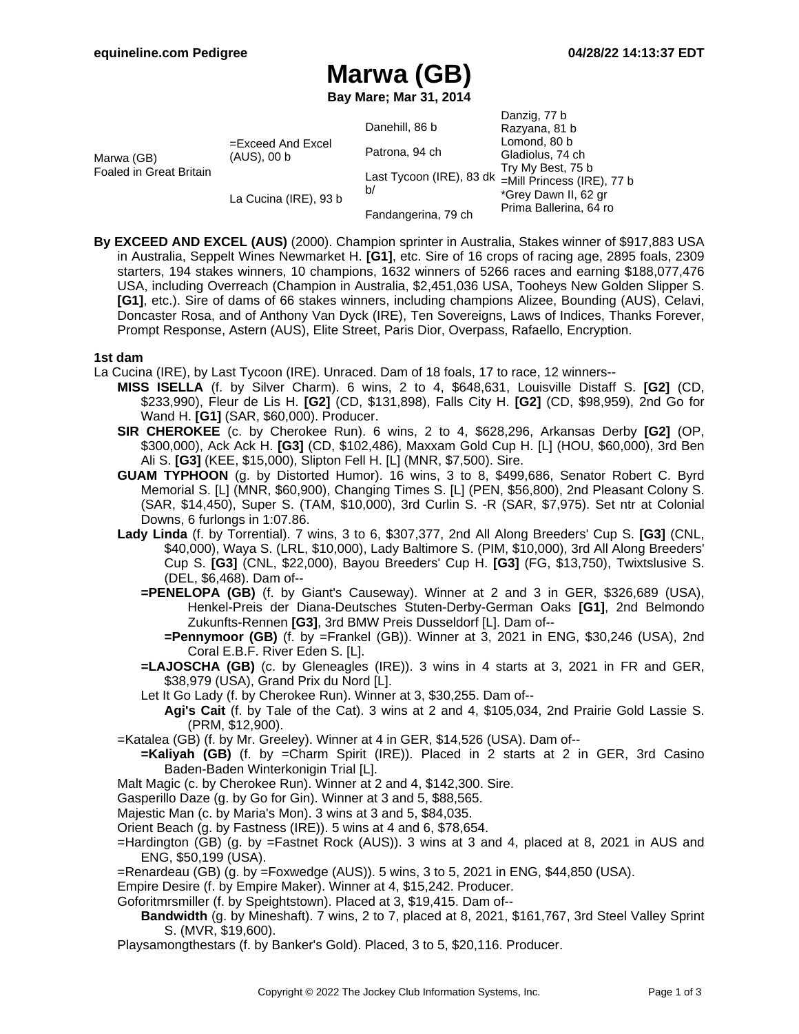# Marwa (GB)

**Bay Mare; Mar 31, 2014**

| | | | |
|---|---|---|---|
| Marwa (GB) Foaled in Great Britain | =Exceed And Excel (AUS), 00 b | Danehill, 86 b | Danzig, 77 b |
| | | | Razyana, 81 b |
| | | Patrona, 94 ch | Lomond, 80 b |
| | | | Gladiolus, 74 ch |
| | La Cucina (IRE), 93 b | Last Tycoon (IRE), 83 dk b/ | Try My Best, 75 b |
| | | | =Mill Princess (IRE), 77 b |
| | | Fandangerina, 79 ch | *Grey Dawn II, 62 gr |
| | | | Prima Ballerina, 64 ro |

**By EXCEED AND EXCEL (AUS)** (2000). Champion sprinter in Australia, Stakes winner of $917,883 USA in Australia, Seppelt Wines Newmarket H. **[G1]**, etc. Sire of 16 crops of racing age, 2895 foals, 2309 starters, 194 stakes winners, 10 champions, 1632 winners of 5266 races and earning $188,077,476 USA, including Overreach (Champion in Australia, $2,451,036 USA, Tooheys New Golden Slipper S. **[G1]**, etc.). Sire of dams of 66 stakes winners, including champions Alizee, Bounding (AUS), Celavi, Doncaster Rosa, and of Anthony Van Dyck (IRE), Ten Sovereigns, Laws of Indices, Thanks Forever, Prompt Response, Astern (AUS), Elite Street, Paris Dior, Overpass, Rafaello, Encryption.

### 1st dam

La Cucina (IRE), by Last Tycoon (IRE). Unraced. Dam of 18 foals, 17 to race, 12 winners--

- **MISS ISELLA** (f. by Silver Charm). 6 wins, 2 to 4, $648,631, Louisville Distaff S. **[G2]** (CD, $233,990), Fleur de Lis H. **[G2]** (CD, $131,898), Falls City H. **[G2]** (CD, $98,959), 2nd Go for Wand H. **[G1]** (SAR, $60,000). Producer.
- **SIR CHEROKEE** (c. by Cherokee Run). 6 wins, 2 to 4, $628,296, Arkansas Derby **[G2]** (OP, $300,000), Ack Ack H. **[G3]** (CD, $102,486), Maxxam Gold Cup H. [L] (HOU, $60,000), 3rd Ben Ali S. **[G3]** (KEE, $15,000), Slipton Fell H. [L] (MNR, $7,500). Sire.
- **GUAM TYPHOON** (g. by Distorted Humor). 16 wins, 3 to 8, $499,686, Senator Robert C. Byrd Memorial S. [L] (MNR, $60,900), Changing Times S. [L] (PEN, $56,800), 2nd Pleasant Colony S. (SAR, $14,450), Super S. (TAM, $10,000), 3rd Curlin S. -R (SAR, $7,975). Set ntr at Colonial Downs, 6 furlongs in 1:07.86.
- **Lady Linda** (f. by Torrential). 7 wins, 3 to 6, $307,377, 2nd All Along Breeders' Cup S. **[G3]** (CNL, $40,000), Waya S. (LRL, $10,000), Lady Baltimore S. (PIM, $10,000), 3rd All Along Breeders' Cup S. **[G3]** (CNL, $22,000), Bayou Breeders' Cup H. **[G3]** (FG, $13,750), Twixtslusive S. (DEL, $6,468). Dam of--
  - **=PENELOPA (GB)** (f. by Giant's Causeway). Winner at 2 and 3 in GER, $326,689 (USA), Henkel-Preis der Diana-Deutsches Stuten-Derby-German Oaks **[G1]**, 2nd Belmondo Zukunfts-Rennen **[G3]**, 3rd BMW Preis Dusseldorf [L]. Dam of--
    - **=Pennymoor (GB)** (f. by =Frankel (GB)). Winner at 3, 2021 in ENG, $30,246 (USA), 2nd Coral E.B.F. River Eden S. [L].
  - **=LAJOSCHA (GB)** (c. by Gleneagles (IRE)). 3 wins in 4 starts at 3, 2021 in FR and GER, $38,979 (USA), Grand Prix du Nord [L].
  - Let It Go Lady (f. by Cherokee Run). Winner at 3, $30,255. Dam of--
    - **Agi's Cait** (f. by Tale of the Cat). 3 wins at 2 and 4, $105,034, 2nd Prairie Gold Lassie S. (PRM, $12,900).
- =Katalea (GB) (f. by Mr. Greeley). Winner at 4 in GER, $14,526 (USA). Dam of--
  - **=Kaliyah (GB)** (f. by =Charm Spirit (IRE)). Placed in 2 starts at 2 in GER, 3rd Casino Baden-Baden Winterkonigin Trial [L].
- Malt Magic (c. by Cherokee Run). Winner at 2 and 4, $142,300. Sire.
- Gasperillo Daze (g. by Go for Gin). Winner at 3 and 5, $88,565.
- Majestic Man (c. by Maria's Mon). 3 wins at 3 and 5, $84,035.
- Orient Beach (g. by Fastness (IRE)). 5 wins at 4 and 6, $78,654.
- =Hardington (GB) (g. by =Fastnet Rock (AUS)). 3 wins at 3 and 4, placed at 8, 2021 in AUS and ENG, $50,199 (USA).
- =Renardeau (GB) (g. by =Foxwedge (AUS)). 5 wins, 3 to 5, 2021 in ENG, $44,850 (USA).
- Empire Desire (f. by Empire Maker). Winner at 4, $15,242. Producer.
- Goforitmrsmiller (f. by Speightstown). Placed at 3, $19,415. Dam of--
  - **Bandwidth** (g. by Mineshaft). 7 wins, 2 to 7, placed at 8, 2021, $161,767, 3rd Steel Valley Sprint S. (MVR, $19,600).
- Playsamongthestars (f. by Banker's Gold). Placed, 3 to 5, $20,116. Producer.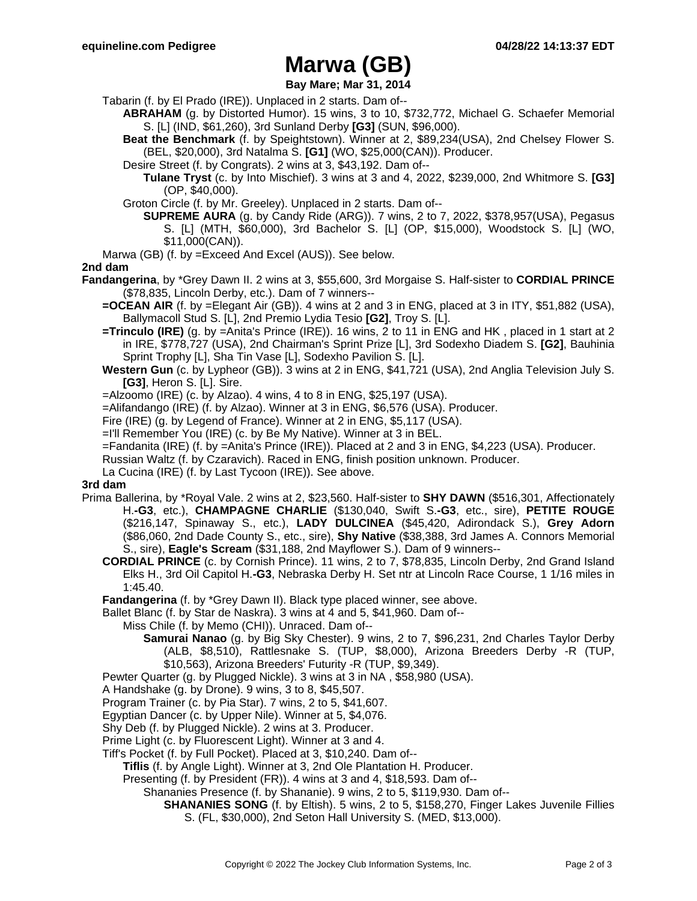# Marwa (GB)

**Bay Mare; Mar 31, 2014**

Tabarin (f. by El Prado (IRE)). Unplaced in 2 starts. Dam of--

- **ABRAHAM** (g. by Distorted Humor). 15 wins, 3 to 10, $732,772, Michael G. Schaefer Memorial S. [L] (IND, $61,260), 3rd Sunland Derby **[G3]** (SUN, $96,000).
- **Beat the Benchmark** (f. by Speightstown). Winner at 2, $89,234(USA), 2nd Chelsey Flower S. (BEL, $20,000), 3rd Natalma S. **[G1]** (WO, $25,000(CAN)). Producer.
- Desire Street (f. by Congrats). 2 wins at 3, $43,192. Dam of--
  - **Tulane Tryst** (c. by Into Mischief). 3 wins at 3 and 4, 2022, $239,000, 2nd Whitmore S. **[G3]** (OP, $40,000).
- Groton Circle (f. by Mr. Greeley). Unplaced in 2 starts. Dam of--
  - **SUPREME AURA** (g. by Candy Ride (ARG)). 7 wins, 2 to 7, 2022, $378,957(USA), Pegasus S. [L] (MTH, $60,000), 3rd Bachelor S. [L] (OP, $15,000), Woodstock S. [L] (WO, $11,000(CAN)).

Marwa (GB) (f. by =Exceed And Excel (AUS)). See below.

## 2nd dam

**Fandangerina**, by *Grey Dawn II. 2 wins at 3, $55,600, 3rd Morgaise S. Half-sister to **CORDIAL PRINCE** ($78,835, Lincoln Derby, etc.). Dam of 7 winners--

- **=OCEAN AIR** (f. by =Elegant Air (GB)). 4 wins at 2 and 3 in ENG, placed at 3 in ITY, $51,882 (USA), Ballymacoll Stud S. [L], 2nd Premio Lydia Tesio **[G2]**, Troy S. [L].
- **=Trinculo (IRE)** (g. by =Anita's Prince (IRE)). 16 wins, 2 to 11 in ENG and HK , placed in 1 start at 2 in IRE, $778,727 (USA), 2nd Chairman's Sprint Prize [L], 3rd Sodexho Diadem S. **[G2]**, Bauhinia Sprint Trophy [L], Sha Tin Vase [L], Sodexho Pavilion S. [L].
- **Western Gun** (c. by Lypheor (GB)). 3 wins at 2 in ENG, $41,721 (USA), 2nd Anglia Television July S. **[G3]**, Heron S. [L]. Sire.
- =Alzoomo (IRE) (c. by Alzao). 4 wins, 4 to 8 in ENG, $25,197 (USA).
- =Alifandango (IRE) (f. by Alzao). Winner at 3 in ENG, $6,576 (USA). Producer.
- Fire (IRE) (g. by Legend of France). Winner at 2 in ENG, $5,117 (USA).
- =I'll Remember You (IRE) (c. by Be My Native). Winner at 3 in BEL.
- =Fandanita (IRE) (f. by =Anita's Prince (IRE)). Placed at 2 and 3 in ENG, $4,223 (USA). Producer.
- Russian Waltz (f. by Czaravich). Raced in ENG, finish position unknown. Producer.
- La Cucina (IRE) (f. by Last Tycoon (IRE)). See above.

## 3rd dam

Prima Ballerina, by *Royal Vale. 2 wins at 2, $23,560. Half-sister to **SHY DAWN** ($516,301, Affectionately H.**-G3**, etc.), **CHAMPAGNE CHARLIE** ($130,040, Swift S.**-G3**, etc., sire), **PETITE ROUGE** ($216,147, Spinaway S., etc.), **LADY DULCINEA** ($45,420, Adirondack S.), **Grey Adorn** ($86,060, 2nd Dade County S., etc., sire), **Shy Native** ($38,388, 3rd James A. Connors Memorial S., sire), **Eagle's Scream** ($31,188, 2nd Mayflower S.). Dam of 9 winners--

- **CORDIAL PRINCE** (c. by Cornish Prince). 11 wins, 2 to 7, $78,835, Lincoln Derby, 2nd Grand Island Elks H., 3rd Oil Capitol H.**-G3**, Nebraska Derby H. Set ntr at Lincoln Race Course, 1 1/16 miles in 1:45.40.
- **Fandangerina** (f. by *Grey Dawn II). Black type placed winner, see above.
- Ballet Blanc (f. by Star de Naskra). 3 wins at 4 and 5, $41,960. Dam of--
  - Miss Chile (f. by Memo (CHI)). Unraced. Dam of--
    - **Samurai Nanao** (g. by Big Sky Chester). 9 wins, 2 to 7, $96,231, 2nd Charles Taylor Derby (ALB, $8,510), Rattlesnake S. (TUP, $8,000), Arizona Breeders Derby -R (TUP, $10,563), Arizona Breeders' Futurity -R (TUP, $9,349).
- Pewter Quarter (g. by Plugged Nickle). 3 wins at 3 in NA , $58,980 (USA).
- A Handshake (g. by Drone). 9 wins, 3 to 8, $45,507.
- Program Trainer (c. by Pia Star). 7 wins, 2 to 5, $41,607.
- Egyptian Dancer (c. by Upper Nile). Winner at 5, $4,076.
- Shy Deb (f. by Plugged Nickle). 2 wins at 3. Producer.
- Prime Light (c. by Fluorescent Light). Winner at 3 and 4.
- Tiff's Pocket (f. by Full Pocket). Placed at 3, $10,240. Dam of--
  - **Tiflis** (f. by Angle Light). Winner at 3, 2nd Ole Plantation H. Producer.
  - Presenting (f. by President (FR)). 4 wins at 3 and 4, $18,593. Dam of--
    - Shananies Presence (f. by Shananie). 9 wins, 2 to 5, $119,930. Dam of--
      - **SHANANIES SONG** (f. by Eltish). 5 wins, 2 to 5, $158,270, Finger Lakes Juvenile Fillies S. (FL, $30,000), 2nd Seton Hall University S. (MED, $13,000).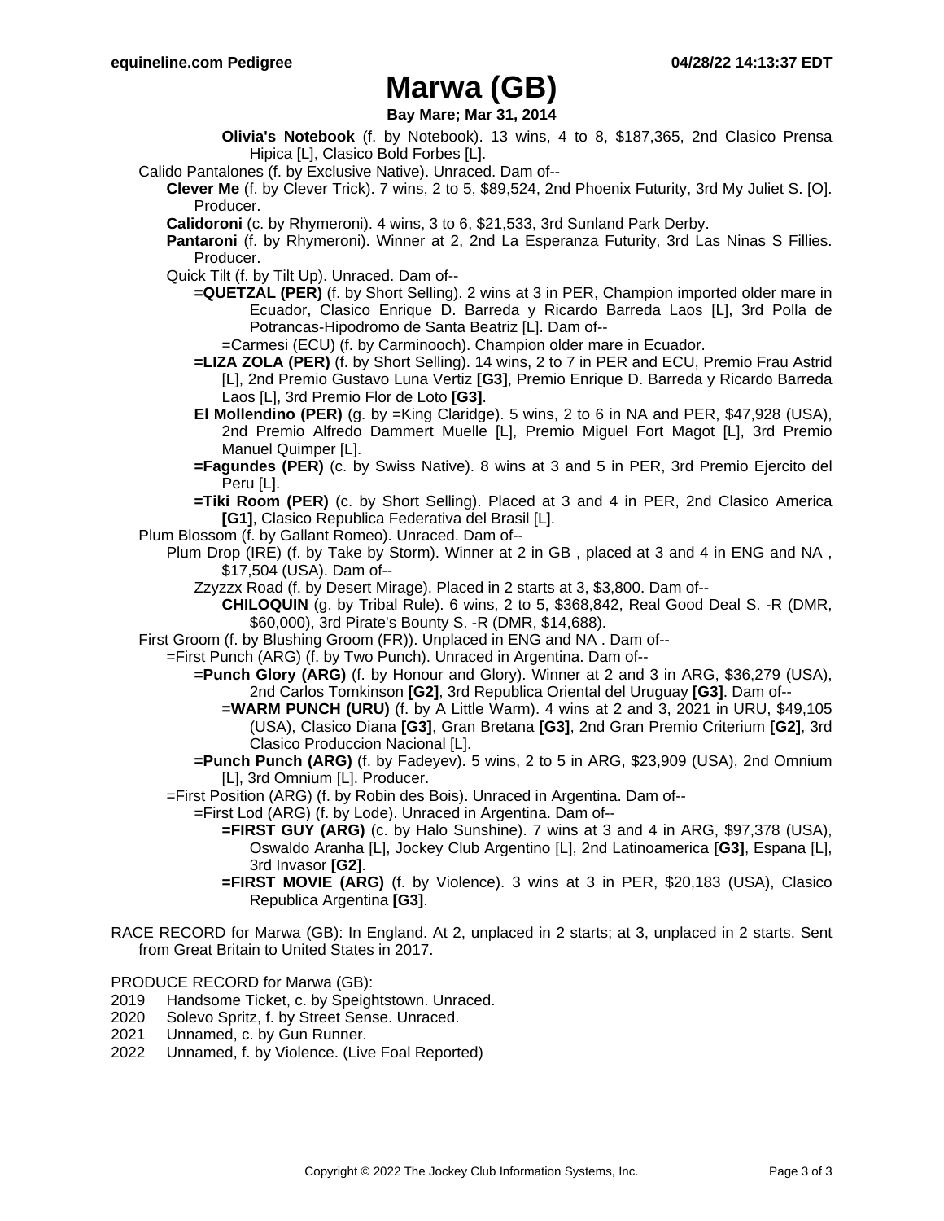# Marwa (GB)

**Bay Mare; Mar 31, 2014**

**Olivia's Notebook** (f. by Notebook). 13 wins, 4 to 8, $187,365, 2nd Clasico Prensa Hipica [L], Clasico Bold Forbes [L].

Calido Pantalones (f. by Exclusive Native). Unraced. Dam of--

**Clever Me** (f. by Clever Trick). 7 wins, 2 to 5, $89,524, 2nd Phoenix Futurity, 3rd My Juliet S. [O]. Producer.

**Calidoroni** (c. by Rhymeroni). 4 wins, 3 to 6, $21,533, 3rd Sunland Park Derby.

**Pantaroni** (f. by Rhymeroni). Winner at 2, 2nd La Esperanza Futurity, 3rd Las Ninas S Fillies. Producer.

Quick Tilt (f. by Tilt Up). Unraced. Dam of--

**=QUETZAL (PER)** (f. by Short Selling). 2 wins at 3 in PER, Champion imported older mare in Ecuador, Clasico Enrique D. Barreda y Ricardo Barreda Laos [L], 3rd Polla de Potrancas-Hipodromo de Santa Beatriz [L]. Dam of--

=Carmesi (ECU) (f. by Carminooch). Champion older mare in Ecuador.

**=LIZA ZOLA (PER)** (f. by Short Selling). 14 wins, 2 to 7 in PER and ECU, Premio Frau Astrid [L], 2nd Premio Gustavo Luna Vertiz **[G3]**, Premio Enrique D. Barreda y Ricardo Barreda Laos [L], 3rd Premio Flor de Loto **[G3]**.

**El Mollendino (PER)** (g. by =King Claridge). 5 wins, 2 to 6 in NA and PER, $47,928 (USA), 2nd Premio Alfredo Dammert Muelle [L], Premio Miguel Fort Magot [L], 3rd Premio Manuel Quimper [L].

**=Fagundes (PER)** (c. by Swiss Native). 8 wins at 3 and 5 in PER, 3rd Premio Ejercito del Peru [L].

**=Tiki Room (PER)** (c. by Short Selling). Placed at 3 and 4 in PER, 2nd Clasico America **[G1]**, Clasico Republica Federativa del Brasil [L].

Plum Blossom (f. by Gallant Romeo). Unraced. Dam of--

Plum Drop (IRE) (f. by Take by Storm). Winner at 2 in GB , placed at 3 and 4 in ENG and NA , $17,504 (USA). Dam of--

Zzyzzx Road (f. by Desert Mirage). Placed in 2 starts at 3, $3,800. Dam of--

**CHILOQUIN** (g. by Tribal Rule). 6 wins, 2 to 5, $368,842, Real Good Deal S. -R (DMR, $60,000), 3rd Pirate's Bounty S. -R (DMR, $14,688).

First Groom (f. by Blushing Groom (FR)). Unplaced in ENG and NA . Dam of--

=First Punch (ARG) (f. by Two Punch). Unraced in Argentina. Dam of--

**=Punch Glory (ARG)** (f. by Honour and Glory). Winner at 2 and 3 in ARG, $36,279 (USA), 2nd Carlos Tomkinson **[G2]**, 3rd Republica Oriental del Uruguay **[G3]**. Dam of--

**=WARM PUNCH (URU)** (f. by A Little Warm). 4 wins at 2 and 3, 2021 in URU, $49,105 (USA), Clasico Diana **[G3]**, Gran Bretana **[G3]**, 2nd Gran Premio Criterium **[G2]**, 3rd Clasico Produccion Nacional [L].

**=Punch Punch (ARG)** (f. by Fadeyev). 5 wins, 2 to 5 in ARG, $23,909 (USA), 2nd Omnium [L], 3rd Omnium [L]. Producer.

=First Position (ARG) (f. by Robin des Bois). Unraced in Argentina. Dam of--

=First Lod (ARG) (f. by Lode). Unraced in Argentina. Dam of--

**=FIRST GUY (ARG)** (c. by Halo Sunshine). 7 wins at 3 and 4 in ARG, $97,378 (USA), Oswaldo Aranha [L], Jockey Club Argentino [L], 2nd Latinoamerica **[G3]**, Espana [L], 3rd Invasor **[G2]**.

**=FIRST MOVIE (ARG)** (f. by Violence). 3 wins at 3 in PER, $20,183 (USA), Clasico Republica Argentina **[G3]**.

RACE RECORD for Marwa (GB): In England. At 2, unplaced in 2 starts; at 3, unplaced in 2 starts. Sent from Great Britain to United States in 2017.

PRODUCE RECORD for Marwa (GB):

2019 Handsome Ticket, c. by Speightstown. Unraced.
2020 Solevo Spritz, f. by Street Sense. Unraced.
2021 Unnamed, c. by Gun Runner.
2022 Unnamed, f. by Violence. (Live Foal Reported)